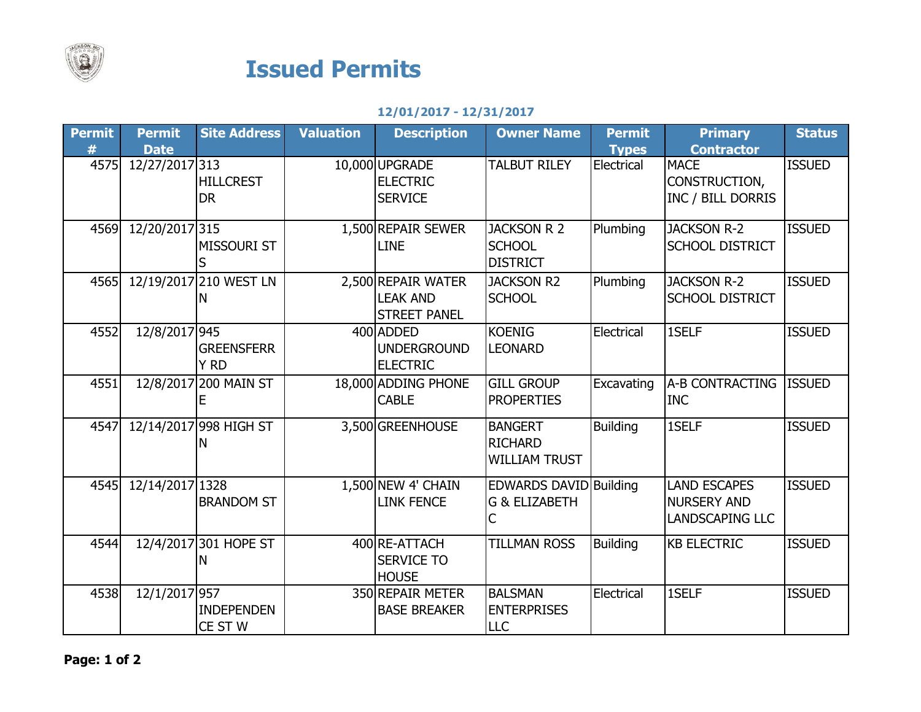# Issued Permits

**12/01/2017 - 12/31/2017**

| Permit # | Permit Date | Site Address | Valuation | Description | Owner Name | Permit Types | Primary Contractor | Status |
|---|---|---|---|---|---|---|---|---|
| 4575 | 12/27/2017 | 313 HILLCREST DR | 10,000 | UPGRADE ELECTRIC SERVICE | TALBUT RILEY | Electrical | MACE CONSTRUCTION, INC / BILL DORRIS | ISSUED |
| 4569 | 12/20/2017 | 315 MISSOURI ST S | 1,500 | REPAIR SEWER LINE | JACKSON R 2 SCHOOL DISTRICT | Plumbing | JACKSON R-2 SCHOOL DISTRICT | ISSUED |
| 4565 | 12/19/2017 | 210 WEST LN N | 2,500 | REPAIR WATER LEAK AND STREET PANEL | JACKSON R2 SCHOOL | Plumbing | JACKSON R-2 SCHOOL DISTRICT | ISSUED |
| 4552 | 12/8/2017 | 945 GREENSFERRY RD | 400 | ADDED UNDERGROUND ELECTRIC | KOENIG LEONARD | Electrical | 1SELF | ISSUED |
| 4551 | 12/8/2017 | 200 MAIN ST E | 18,000 | ADDING PHONE CABLE | GILL GROUP PROPERTIES | Excavating | A-B CONTRACTING INC | ISSUED |
| 4547 | 12/14/2017 | 998 HIGH ST N | 3,500 | GREENHOUSE | BANGERT RICHARD WILLIAM TRUST | Building | 1SELF | ISSUED |
| 4545 | 12/14/2017 | 1328 BRANDOM ST | 1,500 | NEW 4' CHAIN LINK FENCE | EDWARDS DAVID G & ELIZABETH C | Building | LAND ESCAPES NURSERY AND LANDSCAPING LLC | ISSUED |
| 4544 | 12/4/2017 | 301 HOPE ST N | 400 | RE-ATTACH SERVICE TO HOUSE | TILLMAN ROSS | Building | KB ELECTRIC | ISSUED |
| 4538 | 12/1/2017 | 957 INDEPENDENCE ST W | 350 | REPAIR METER BASE BREAKER | BALSMAN ENTERPRISES LLC | Electrical | 1SELF | ISSUED |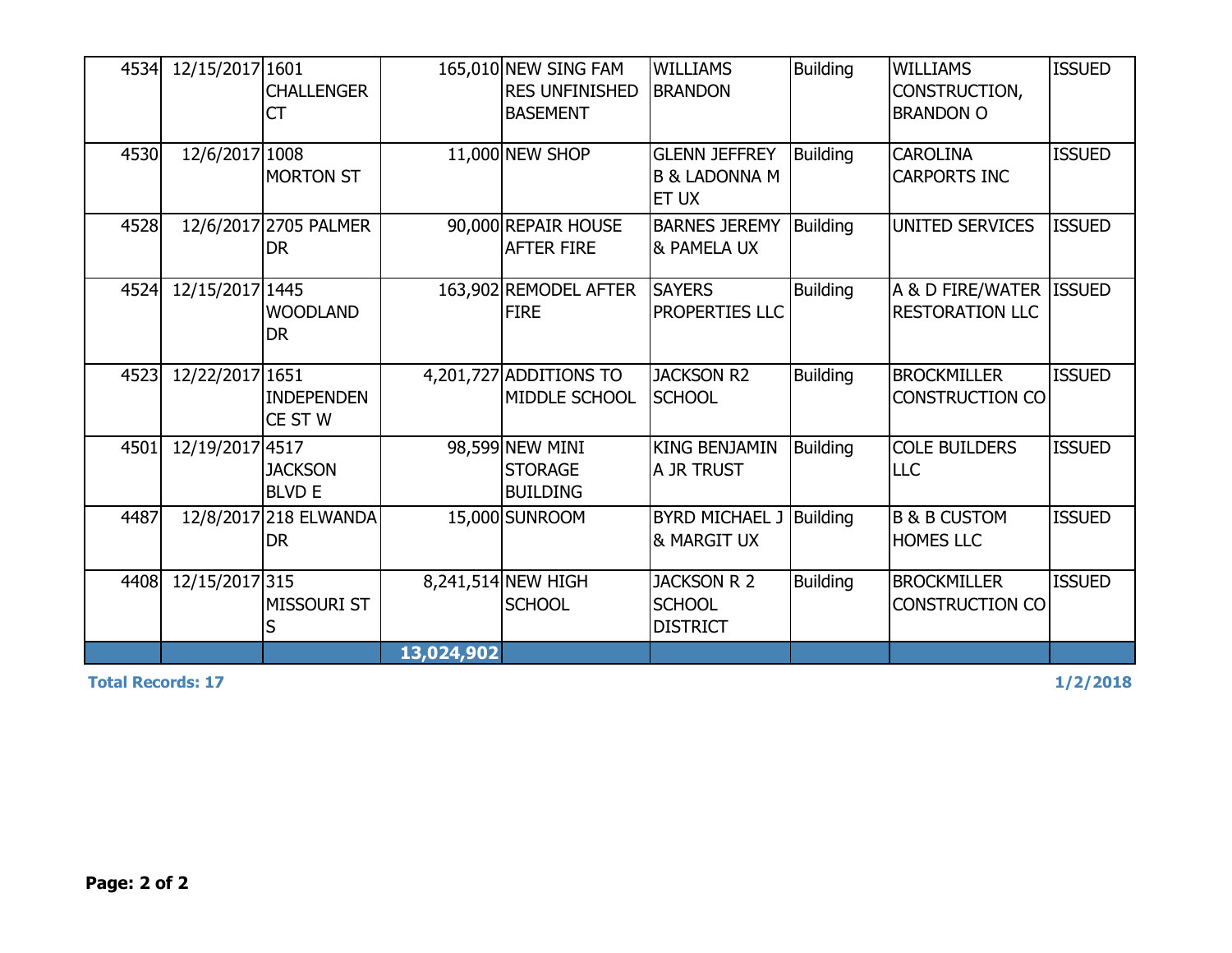| | | | | | | | | |
|---|---|---|---|---|---|---|---|---|
| 4534 | 12/15/2017 | 1601 CHALLENGER CT | 165,010 | NEW SING FAM RES UNFINISHED BASEMENT | WILLIAMS BRANDON | Building | WILLIAMS CONSTRUCTION, BRANDON O | ISSUED |
| 4530 | 12/6/2017 | 1008 MORTON ST | 11,000 | NEW SHOP | GLENN JEFFREY B & LADONNA M ET UX | Building | CAROLINA CARPORTS INC | ISSUED |
| 4528 | 12/6/2017 | 2705 PALMER DR | 90,000 | REPAIR HOUSE AFTER FIRE | BARNES JEREMY & PAMELA UX | Building | UNITED SERVICES | ISSUED |
| 4524 | 12/15/2017 | 1445 WOODLAND DR | 163,902 | REMODEL AFTER FIRE | SAYERS PROPERTIES LLC | Building | A & D FIRE/WATER RESTORATION LLC | ISSUED |
| 4523 | 12/22/2017 | 1651 INDEPENDENCE ST W | 4,201,727 | ADDITIONS TO MIDDLE SCHOOL | JACKSON R2 SCHOOL | Building | BROCKMILLER CONSTRUCTION CO | ISSUED |
| 4501 | 12/19/2017 | 4517 JACKSON BLVD E | 98,599 | NEW MINI STORAGE BUILDING | KING BENJAMIN A JR TRUST | Building | COLE BUILDERS LLC | ISSUED |
| 4487 | 12/8/2017 | 218 ELWANDA DR | 15,000 | SUNROOM | BYRD MICHAEL J & MARGIT UX | Building | B & B CUSTOM HOMES LLC | ISSUED |
| 4408 | 12/15/2017 | 315 MISSOURI ST S | 8,241,514 | NEW HIGH SCHOOL | JACKSON R 2 SCHOOL DISTRICT | Building | BROCKMILLER CONSTRUCTION CO | ISSUED |
| | | | **13,024,902** | | | | | |

**Total Records: 17**

**1/2/2018**